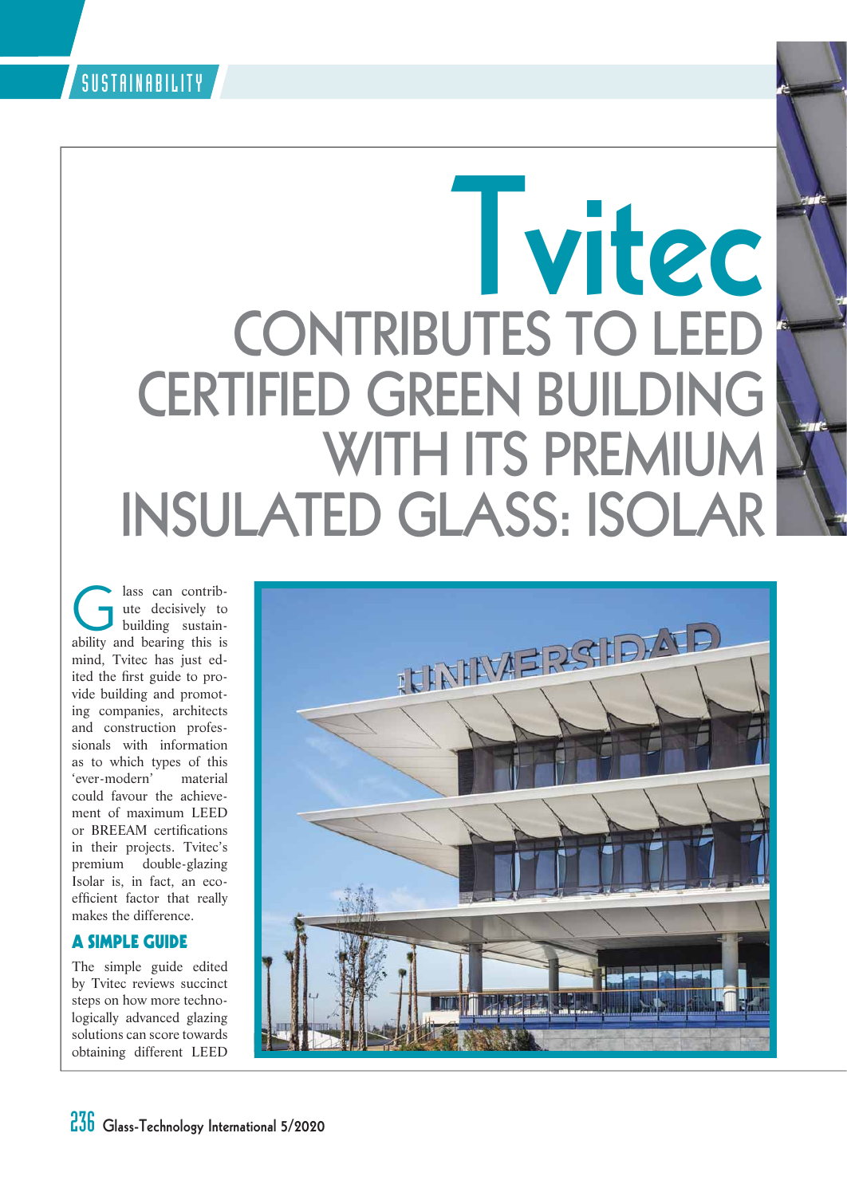SUSTAINABILITY

# Tvitec CONTRIBUTES TO LEED CERTIFIED GREEN BUILDING WITH ITS PREMIUM INSULATED GLASS: ISOLAR

Glass can contribute decisively to building sustainability and bearing this is mind, Tvitec has just edited the first guide to provide building and promoting companies, architects and construction professionals with information as to which types of this 'ever-modern' material could favour the achievement of maximum LEED or BREEAM certifications in their projects. Tvitec's premium double-glazing Isolar is, in fact, an eco-efficient factor that really makes the difference.

## A SIMPLE GUIDE

The simple guide edited by Tvitec reviews succinct steps on how more technologically advanced glazing solutions can score towards obtaining different LEED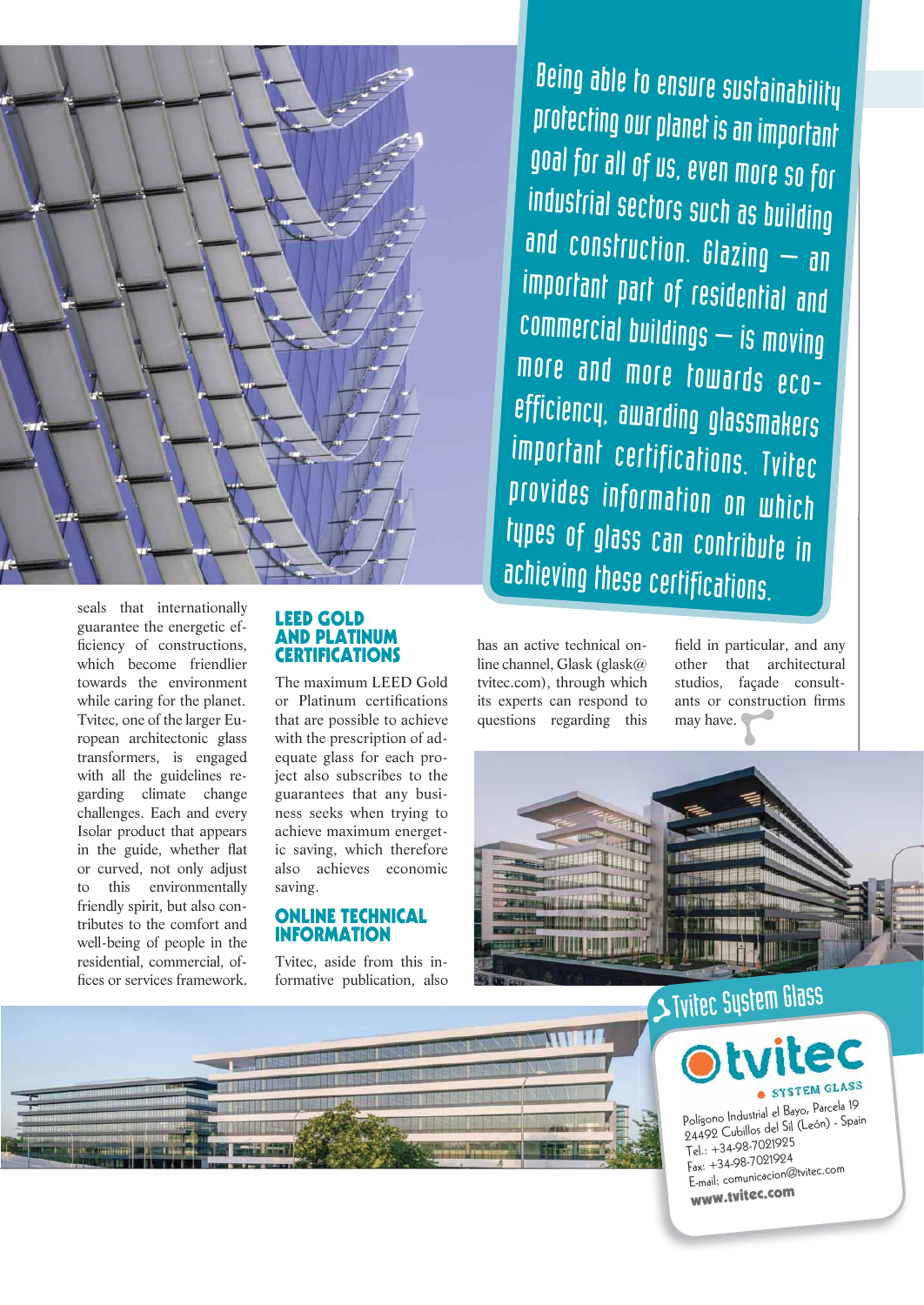Being able to ensure sustainability protecting our planet is an important goal for all of us, even more so for industrial sectors such as building and construction. Glazing – an important part of residential and commercial buildings – is moving more and more towards eco-efficiency, awarding glassmakers important certifications. Tvitec provides information on which types of glass can contribute in achieving these certifications.

seals that internationally guarantee the energetic efficiency of constructions, which become friendlier towards the environment while caring for the planet. Tvitec, one of the larger European architectonic glass transformers, is engaged with all the guidelines regarding climate change challenges. Each and every Isolar product that appears in the guide, whether flat or curved, not only adjust to this environmentally friendly spirit, but also contributes to the comfort and well-being of people in the residential, commercial, offices or services framework.

## LEED GOLD AND PLATINUM CERTIFICATIONS

The maximum LEED Gold or Platinum certifications that are possible to achieve with the prescription of adequate glass for each project also subscribes to the guarantees that any business seeks when trying to achieve maximum energetic saving, which therefore also achieves economic saving.

## ONLINE TECHNICAL INFORMATION

Tvitec, aside from this informative publication, also has an active technical online channel, Glask (glask@tvitec.com), through which its experts can respond to questions regarding this field in particular, and any other that architectural studios, façade consultants or construction firms may have.

**Tvitec System Glass**

tvitec SYSTEM GLASS

Polígono Industrial el Bayo, Parcela 19
24492 Cubillos del Sil (León) - Spain
Tel.: +34-98-7021925
Fax: +34-98-7021924
E-mail: comunicacion@tvitec.com
**www.tvitec.com**